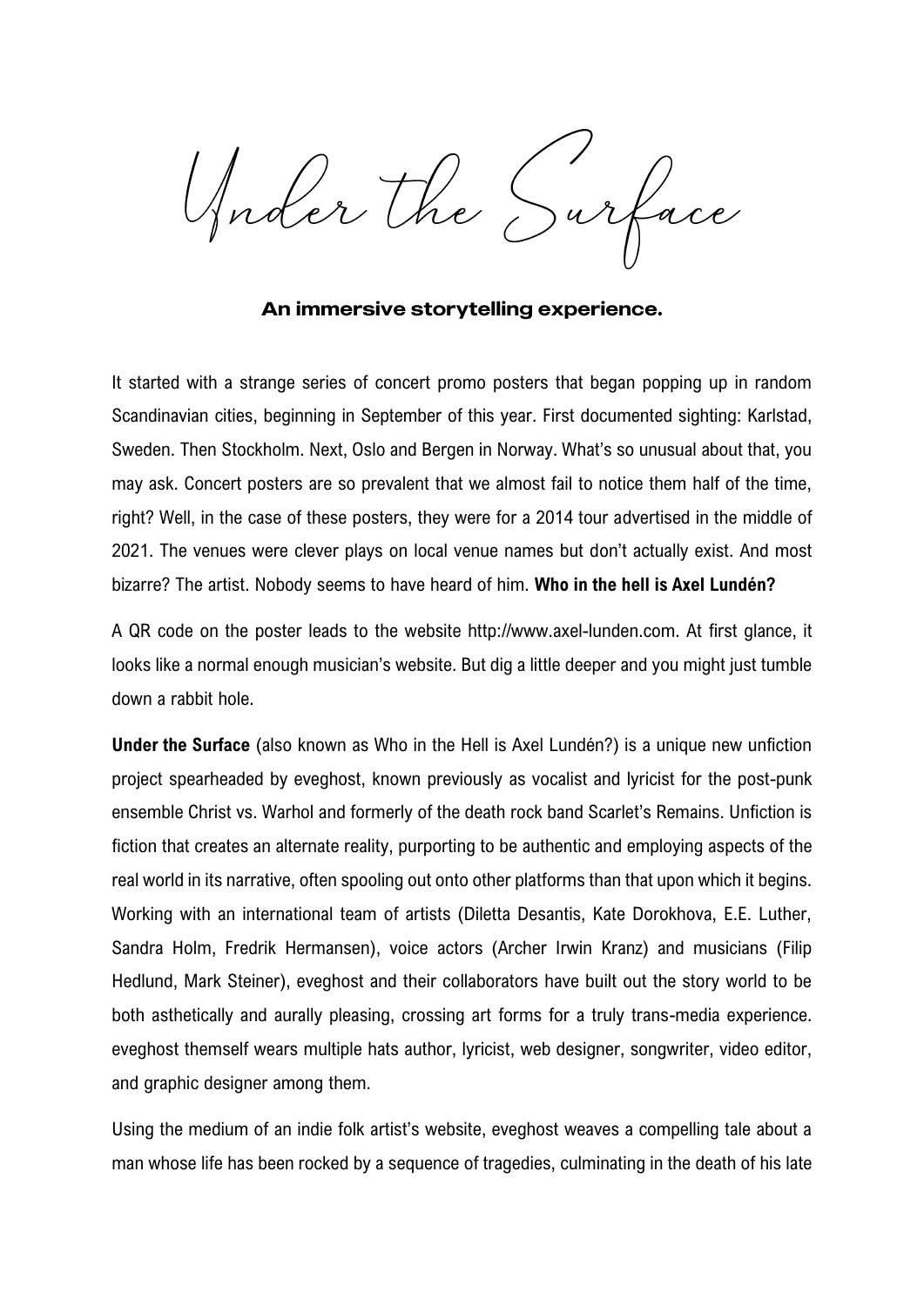# Under the Surface

**An immersive storytelling experience.**

It started with a strange series of concert promo posters that began popping up in random Scandinavian cities, beginning in September of this year. First documented sighting: Karlstad, Sweden. Then Stockholm. Next, Oslo and Bergen in Norway. What's so unusual about that, you may ask. Concert posters are so prevalent that we almost fail to notice them half of the time, right? Well, in the case of these posters, they were for a 2014 tour advertised in the middle of 2021. The venues were clever plays on local venue names but don't actually exist. And most bizarre? The artist. Nobody seems to have heard of him. **Who in the hell is Axel Lundén?**

A QR code on the poster leads to the website http://www.axel-lunden.com. At first glance, it looks like a normal enough musician's website. But dig a little deeper and you might just tumble down a rabbit hole.

**Under the Surface** (also known as Who in the Hell is Axel Lundén?) is a unique new unfiction project spearheaded by eveghost, known previously as vocalist and lyricist for the post-punk ensemble Christ vs. Warhol and formerly of the death rock band Scarlet's Remains. Unfiction is fiction that creates an alternate reality, purporting to be authentic and employing aspects of the real world in its narrative, often spooling out onto other platforms than that upon which it begins. Working with an international team of artists (Diletta Desantis, Kate Dorokhova, E.E. Luther, Sandra Holm, Fredrik Hermansen), voice actors (Archer Irwin Kranz) and musicians (Filip Hedlund, Mark Steiner), eveghost and their collaborators have built out the story world to be both asthetically and aurally pleasing, crossing art forms for a truly trans-media experience. eveghost themself wears multiple hats author, lyricist, web designer, songwriter, video editor, and graphic designer among them.

Using the medium of an indie folk artist's website, eveghost weaves a compelling tale about a man whose life has been rocked by a sequence of tragedies, culminating in the death of his late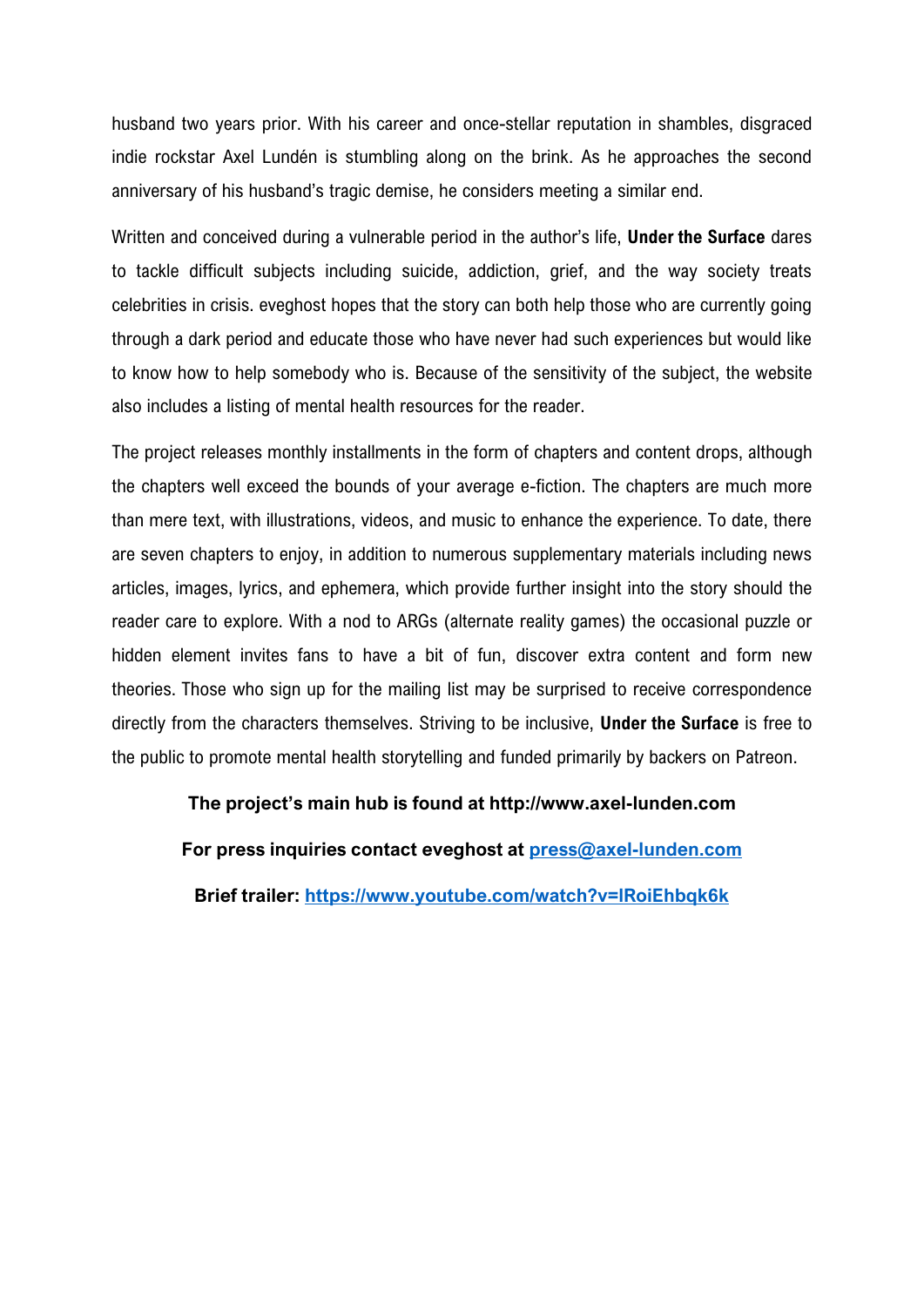husband two years prior. With his career and once-stellar reputation in shambles, disgraced indie rockstar Axel Lundén is stumbling along on the brink. As he approaches the second anniversary of his husband's tragic demise, he considers meeting a similar end.

Written and conceived during a vulnerable period in the author's life, **Under the Surface** dares to tackle difficult subjects including suicide, addiction, grief, and the way society treats celebrities in crisis. eveghost hopes that the story can both help those who are currently going through a dark period and educate those who have never had such experiences but would like to know how to help somebody who is. Because of the sensitivity of the subject, the website also includes a listing of mental health resources for the reader.

The project releases monthly installments in the form of chapters and content drops, although the chapters well exceed the bounds of your average e-fiction. The chapters are much more than mere text, with illustrations, videos, and music to enhance the experience. To date, there are seven chapters to enjoy, in addition to numerous supplementary materials including news articles, images, lyrics, and ephemera, which provide further insight into the story should the reader care to explore. With a nod to ARGs (alternate reality games) the occasional puzzle or hidden element invites fans to have a bit of fun, discover extra content and form new theories. Those who sign up for the mailing list may be surprised to receive correspondence directly from the characters themselves. Striving to be inclusive, **Under the Surface** is free to the public to promote mental health storytelling and funded primarily by backers on Patreon.

**The project's main hub is found at http://www.axel-lunden.com**

**For press inquiries contact eveghost at [press@axel-lunden.com](mailto:press@axel-lunden.com)**

**Brief trailer: [https://www.youtube.com/watch?v=lRoiEhbqk6k](https://www.youtube.com/watch?v=lRoiEhbqk6k)**